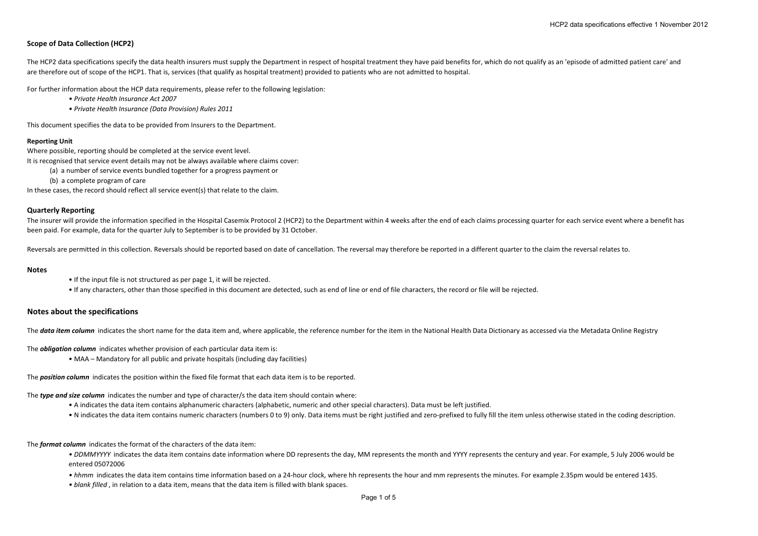## Scope of Data Collection (HCP2)

The HCP2 data specifications specify the data health insurers must supply the Department in respect of hospital treatment they have paid benefits for, which do not qualify as an 'episode of admitted patient care' and are therefore out of scope of the HCP1. That is, services (that qualify as hospital treatment) provided to patients who are not admitted to hospital.

For further information about the HCP data requirements, please refer to the following legislation:

- *Private Health Insurance Act 2007*
- *Private Health Insurance (Data Provision) Rules 2011*

This document specifies the data to be provided from Insurers to the Department.

**Reporting Unit**

Where possible, reporting should be completed at the service event level.
It is recognised that service event details may not be always available where claims cover:

(a) a number of service events bundled together for a progress payment or

(b) a complete program of care

In these cases, the record should reflect all service event(s) that relate to the claim.

### Quarterly Reporting

The insurer will provide the information specified in the Hospital Casemix Protocol 2 (HCP2) to the Department within 4 weeks after the end of each claims processing quarter for each service event where a benefit has been paid. For example, data for the quarter July to September is to be provided by 31 October.

Reversals are permitted in this collection. Reversals should be reported based on date of cancellation. The reversal may therefore be reported in a different quarter to the claim the reversal relates to.

### Notes

- If the input file is not structured as per page 1, it will be rejected.
- If any characters, other than those specified in this document are detected, such as end of line or end of file characters, the record or file will be rejected.

## Notes about the specifications

The ***data item column*** indicates the short name for the data item and, where applicable, the reference number for the item in the National Health Data Dictionary as accessed via the Metadata Online Registry

The ***obligation column*** indicates whether provision of each particular data item is:

- MAA – Mandatory for all public and private hospitals (including day facilities)

The ***position column*** indicates the position within the fixed file format that each data item is to be reported.

The ***type and size column*** indicates the number and type of character/s the data item should contain where:

- A indicates the data item contains alphanumeric characters (alphabetic, numeric and other special characters). Data must be left justified.
- N indicates the data item contains numeric characters (numbers 0 to 9) only. Data items must be right justified and zero-prefixed to fully fill the item unless otherwise stated in the coding description.

The ***format column*** indicates the format of the characters of the data item:

- *DDMMYYYY* indicates the data item contains date information where DD represents the day, MM represents the month and YYYY represents the century and year. For example, 5 July 2006 would be entered 05072006
- *hhmm* indicates the data item contains time information based on a 24-hour clock, where hh represents the hour and mm represents the minutes. For example 2.35pm would be entered 1435.
- *blank filled* , in relation to a data item, means that the data item is filled with blank spaces.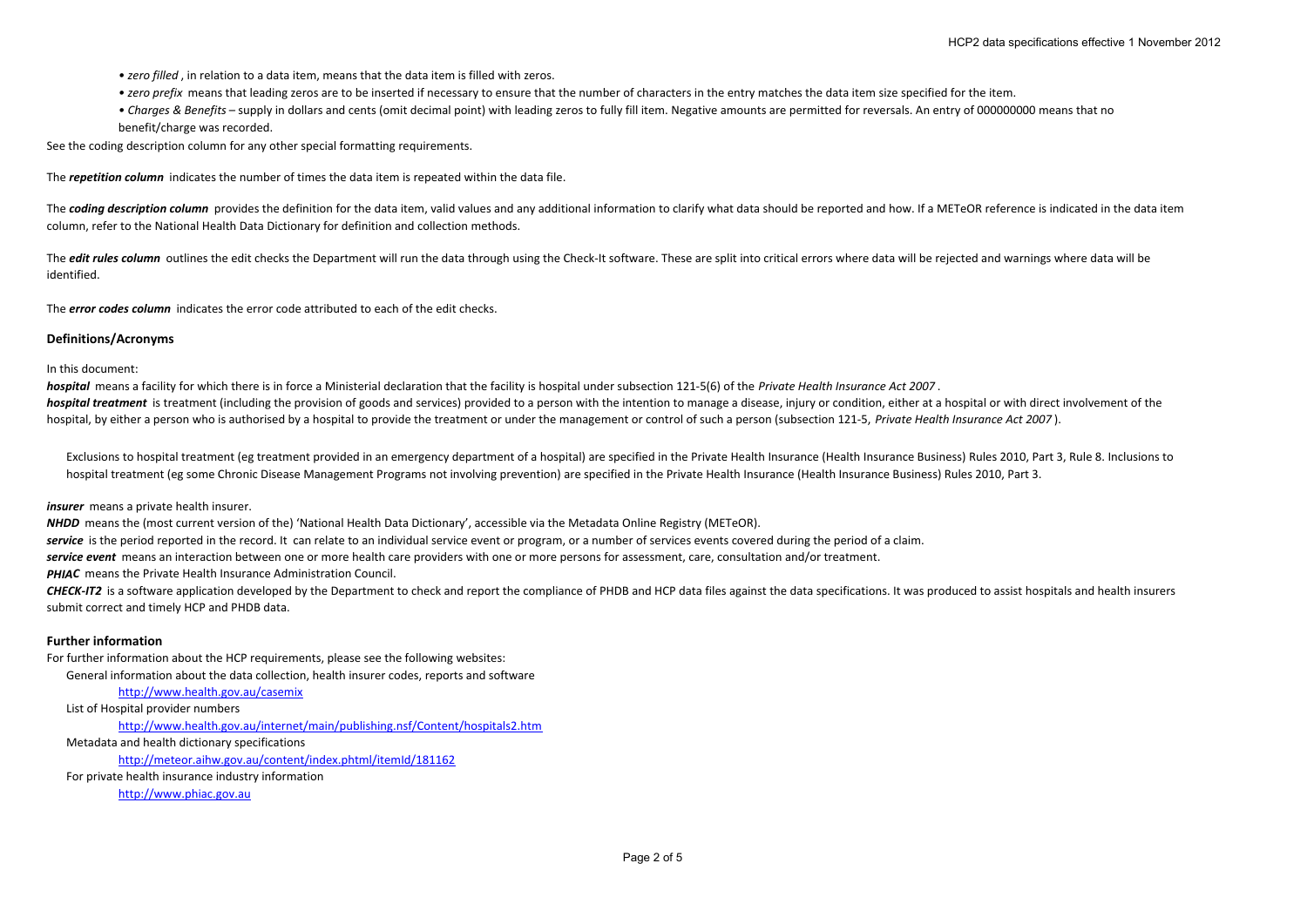- *zero filled* , in relation to a data item, means that the data item is filled with zeros.
- *zero prefix* means that leading zeros are to be inserted if necessary to ensure that the number of characters in the entry matches the data item size specified for the item.
- *Charges & Benefits* – supply in dollars and cents (omit decimal point) with leading zeros to fully fill item. Negative amounts are permitted for reversals. An entry of 000000000 means that no benefit/charge was recorded.

See the coding description column for any other special formatting requirements.

The ***repetition column*** indicates the number of times the data item is repeated within the data file.

The ***coding description column*** provides the definition for the data item, valid values and any additional information to clarify what data should be reported and how. If a METeOR reference is indicated in the data item column, refer to the National Health Data Dictionary for definition and collection methods.

The ***edit rules column*** outlines the edit checks the Department will run the data through using the Check-It software. These are split into critical errors where data will be rejected and warnings where data will be identified.

The ***error codes column*** indicates the error code attributed to each of the edit checks.

## Definitions/Acronyms

In this document:

***hospital*** means a facility for which there is in force a Ministerial declaration that the facility is hospital under subsection 121-5(6) of the *Private Health Insurance Act 2007* .

***hospital treatment*** is treatment (including the provision of goods and services) provided to a person with the intention to manage a disease, injury or condition, either at a hospital or with direct involvement of the hospital, by either a person who is authorised by a hospital to provide the treatment or under the management or control of such a person (subsection 121-5, *Private Health Insurance Act 2007* ).

Exclusions to hospital treatment (eg treatment provided in an emergency department of a hospital) are specified in the Private Health Insurance (Health Insurance Business) Rules 2010, Part 3, Rule 8. Inclusions to hospital treatment (eg some Chronic Disease Management Programs not involving prevention) are specified in the Private Health Insurance (Health Insurance Business) Rules 2010, Part 3.

***insurer*** means a private health insurer.

***NHDD*** means the (most current version of the) 'National Health Data Dictionary', accessible via the Metadata Online Registry (METeOR).

***service*** is the period reported in the record. It can relate to an individual service event or program, or a number of services events covered during the period of a claim.

***service event*** means an interaction between one or more health care providers with one or more persons for assessment, care, consultation and/or treatment.

***PHIAC*** means the Private Health Insurance Administration Council.

***CHECK-IT2*** is a software application developed by the Department to check and report the compliance of PHDB and HCP data files against the data specifications. It was produced to assist hospitals and health insurers submit correct and timely HCP and PHDB data.

## Further information

For further information about the HCP requirements, please see the following websites:

General information about the data collection, health insurer codes, reports and software

http://www.health.gov.au/casemix

List of Hospital provider numbers

http://www.health.gov.au/internet/main/publishing.nsf/Content/hospitals2.htm

Metadata and health dictionary specifications

http://meteor.aihw.gov.au/content/index.phtml/itemId/181162

For private health insurance industry information

http://www.phiac.gov.au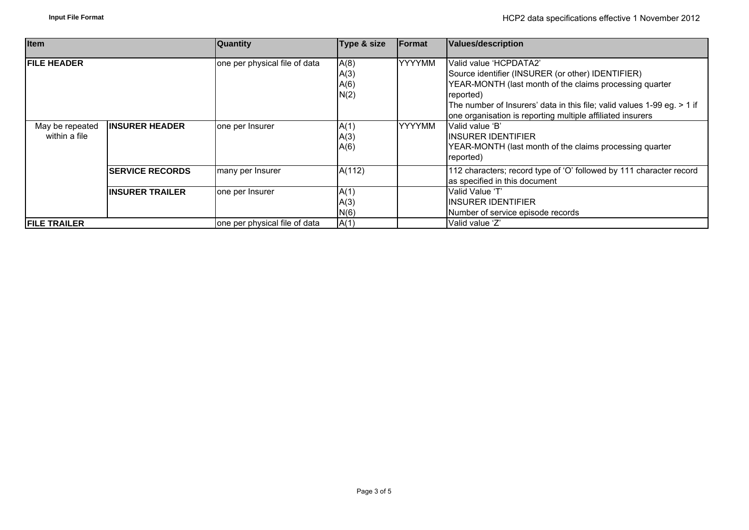| Item | | Quantity | Type & size | Format | Values/description |
|---|---|---|---|---|---|
| FILE HEADER | | one per physical file of data | A(8)<br>A(3)<br>A(6)<br>N(2) | YYYYMM | Valid value 'HCPDATA2'<br>Source identifier (INSURER (or other) IDENTIFIER)<br>YEAR-MONTH (last month of the claims processing quarter reported)<br>The number of Insurers' data in this file; valid values 1-99 eg. > 1 if one organisation is reporting multiple affiliated insurers |
| May be repeated within a file | INSURER HEADER | one per Insurer | A(1)<br>A(3)<br>A(6) | YYYYMM | Valid value 'B'<br>INSURER IDENTIFIER<br>YEAR-MONTH (last month of the claims processing quarter reported) |
| | SERVICE RECORDS | many per Insurer | A(112) | | 112 characters; record type of 'O' followed by 111 character record as specified in this document |
| | INSURER TRAILER | one per Insurer | A(1)<br>A(3)<br>N(6) | | Valid Value 'T'<br>INSURER IDENTIFIER<br>Number of service episode records |
| FILE TRAILER | | one per physical file of data | A(1) | | Valid value 'Z' |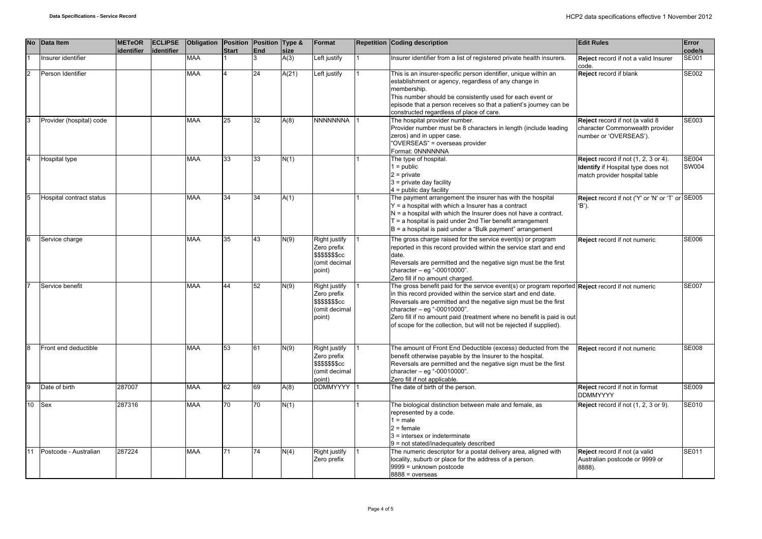| No | Data Item | METeOR identifier | ECLIPSE identifier | Obligation | Position Start | Position End | Type & size | Format | Repetition | Coding description | Edit Rules | Error code/s |
|---|---|---|---|---|---|---|---|---|---|---|---|---|
| 1 | Insurer identifier | | | MAA | 1 | 3 | A(3) | Left justify | 1 | Insurer identifier from a list of registered private health insurers. | **Reject** record if not a valid Insurer code. | SE001 |
| 2 | Person Identifier | | | MAA | 4 | 24 | A(21) | Left justify | 1 | This is an insurer-specific person identifier, unique within an establishment or agency, regardless of any change in membership.<br>This number should be consistently used for each event or episode that a person receives so that a patient's journey can be constructed regardless of place of care. | **Reject** record if blank | SE002 |
| 3 | Provider (hospital) code | | | MAA | 25 | 32 | A(8) | NNNNNNNA | 1 | The hospital provider number.<br>Provider number must be 8 characters in length (include leading zeros) and in upper case.<br>"OVERSEAS" = overseas provider<br>Format: 0NNNNNNA | **Reject** record if not (a valid 8 character Commonwealth provider number or 'OVERSEAS'). | SE003 |
| 4 | Hospital type | | | MAA | 33 | 33 | N(1) | | 1 | The type of hospital.<br>1 = public<br>2 = private<br>3 = private day facility<br>4 = public day facility | **Reject** record if not (1, 2, 3 or 4).<br>**Identify** if Hospital type does not match provider hospital table | SE004<br>SW004 |
| 5 | Hospital contract status | | | MAA | 34 | 34 | A(1) | | 1 | The payment arrangement the insurer has with the hospital<br>Y = a hospital with which a Insurer has a contract<br>N = a hospital with which the Insurer does not have a contract.<br>T = a hospital is paid under 2nd Tier benefit arrangement<br>B = a hospital is paid under a "Bulk payment" arrangement | **Reject** record if not ('Y' or 'N' or 'T' or 'B'). | SE005 |
| 6 | Service charge | | | MAA | 35 | 43 | N(9) | Right justify<br>Zero prefix<br>$$$$$$$cc<br>(omit decimal point) | 1 | The gross charge raised for the service event(s) or program reported in this record provided within the service start and end date.<br>Reversals are permitted and the negative sign must be the first character – eg "-00010000".<br>Zero fill if no amount charged. | **Reject** record if not numeric | SE006 |
| 7 | Service benefit | | | MAA | 44 | 52 | N(9) | Right justify<br>Zero prefix<br>$$$$$$$cc<br>(omit decimal point) | 1 | The gross benefit paid for the service event(s) or program reported in this record provided within the service start and end date.<br>Reversals are permitted and the negative sign must be the first character – eg "-00010000".<br>Zero fill if no amount paid (treatment where no benefit is paid is out of scope for the collection, but will not be rejected if supplied). | **Reject** record if not numeric | SE007 |
| 8 | Front end deductible | | | MAA | 53 | 61 | N(9) | Right justify<br>Zero prefix<br>$$$$$$$cc<br>(omit decimal point) | 1 | The amount of Front End Deductible (excess) deducted from the benefit otherwise payable by the Insurer to the hospital.<br>Reversals are permitted and the negative sign must be the first character – eg "-00010000".<br>Zero fill if not applicable. | **Reject** record if not numeric | SE008 |
| 9 | Date of birth | 287007 | | MAA | 62 | 69 | A(8) | DDMMYYYY | 1 | The date of birth of the person. | **Reject** record if not in format DDMMYYYY | SE009 |
| 10 | Sex | 287316 | | MAA | 70 | 70 | N(1) | | 1 | The biological distinction between male and female, as represented by a code.<br>1 = male<br>2 = female<br>3 = intersex or indeterminate<br>9 = not stated/inadequately described | **Reject** record if not (1, 2, 3 or 9). | SE010 |
| 11 | Postcode - Australian | 287224 | | MAA | 71 | 74 | N(4) | Right justify<br>Zero prefix | 1 | The numeric descriptor for a postal delivery area, aligned with locality, suburb or place for the address of a person.<br>9999 = unknown postcode<br>8888 = overseas | **Reject** record if not (a valid Australian postcode or 9999 or 8888). | SE011 |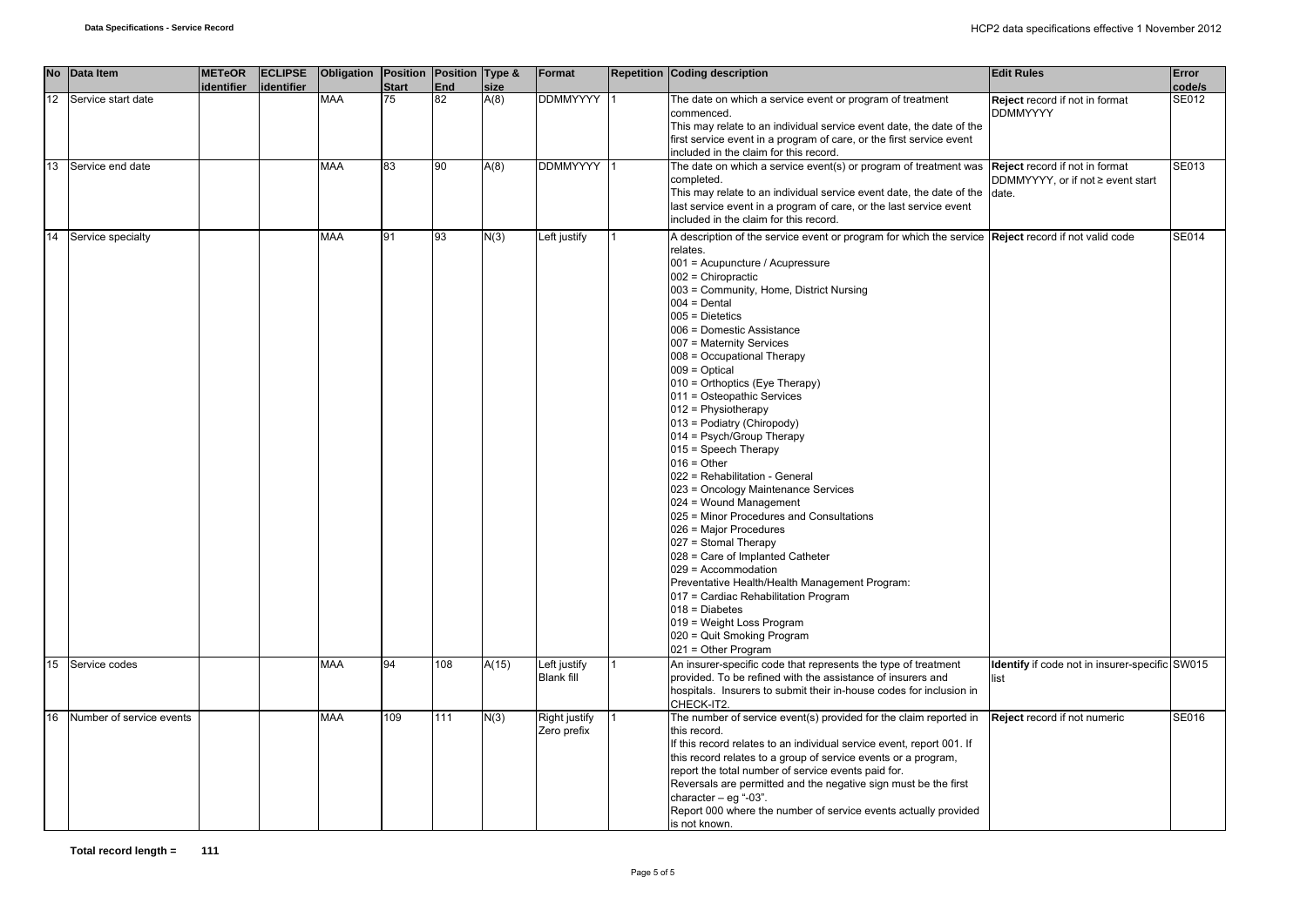| No | Data Item | METeOR identifier | ECLIPSE identifier | Obligation | Position Start | Position End | Type & size | Format | Repetition | Coding description | Edit Rules | Error code/s |
|---|---|---|---|---|---|---|---|---|---|---|---|---|
| 12 | Service start date | | | MAA | 75 | 82 | A(8) | DDMMYYYY | 1 | The date on which a service event or program of treatment commenced.<br>This may relate to an individual service event date, the date of the first service event in a program of care, or the first service event included in the claim for this record. | **Reject** record if not in format DDMMYYYY | SE012 |
| 13 | Service end date | | | MAA | 83 | 90 | A(8) | DDMMYYYY | 1 | The date on which a service event(s) or program of treatment was completed.<br>This may relate to an individual service event date, the date of the last service event in a program of care, or the last service event included in the claim for this record. | **Reject** record if not in format DDMMYYYY, or if not ≥ event start date. | SE013 |
| 14 | Service specialty | | | MAA | 91 | 93 | N(3) | Left justify | 1 | A description of the service event or program for which the service relates.<br>001 = Acupuncture / Acupressure<br>002 = Chiropractic<br>003 = Community, Home, District Nursing<br>004 = Dental<br>005 = Dietetics<br>006 = Domestic Assistance<br>007 = Maternity Services<br>008 = Occupational Therapy<br>009 = Optical<br>010 = Orthoptics (Eye Therapy)<br>011 = Osteopathic Services<br>012 = Physiotherapy<br>013 = Podiatry (Chiropody)<br>014 = Psych/Group Therapy<br>015 = Speech Therapy<br>016 = Other<br>022 = Rehabilitation - General<br>023 = Oncology Maintenance Services<br>024 = Wound Management<br>025 = Minor Procedures and Consultations<br>026 = Major Procedures<br>027 = Stomal Therapy<br>028 = Care of Implanted Catheter<br>029 = Accommodation<br>Preventative Health/Health Management Program:<br>017 = Cardiac Rehabilitation Program<br>018 = Diabetes<br>019 = Weight Loss Program<br>020 = Quit Smoking Program<br>021 = Other Program | **Reject** record if not valid code | SE014 |
| 15 | Service codes | | | MAA | 94 | 108 | A(15) | Left justify Blank fill | 1 | An insurer-specific code that represents the type of treatment provided. To be refined with the assistance of insurers and hospitals. Insurers to submit their in-house codes for inclusion in CHECK-IT2. | **Identify** if code not in insurer-specific list | SW015 |
| 16 | Number of service events | | | MAA | 109 | 111 | N(3) | Right justify Zero prefix | 1 | The number of service event(s) provided for the claim reported in this record.<br>If this record relates to an individual service event, report 001. If this record relates to a group of service events or a program, report the total number of service events paid for.<br>Reversals are permitted and the negative sign must be the first character – eg "-03".<br>Report 000 where the number of service events actually provided is not known. | **Reject** record if not numeric | SE016 |

**Total record length = 111**